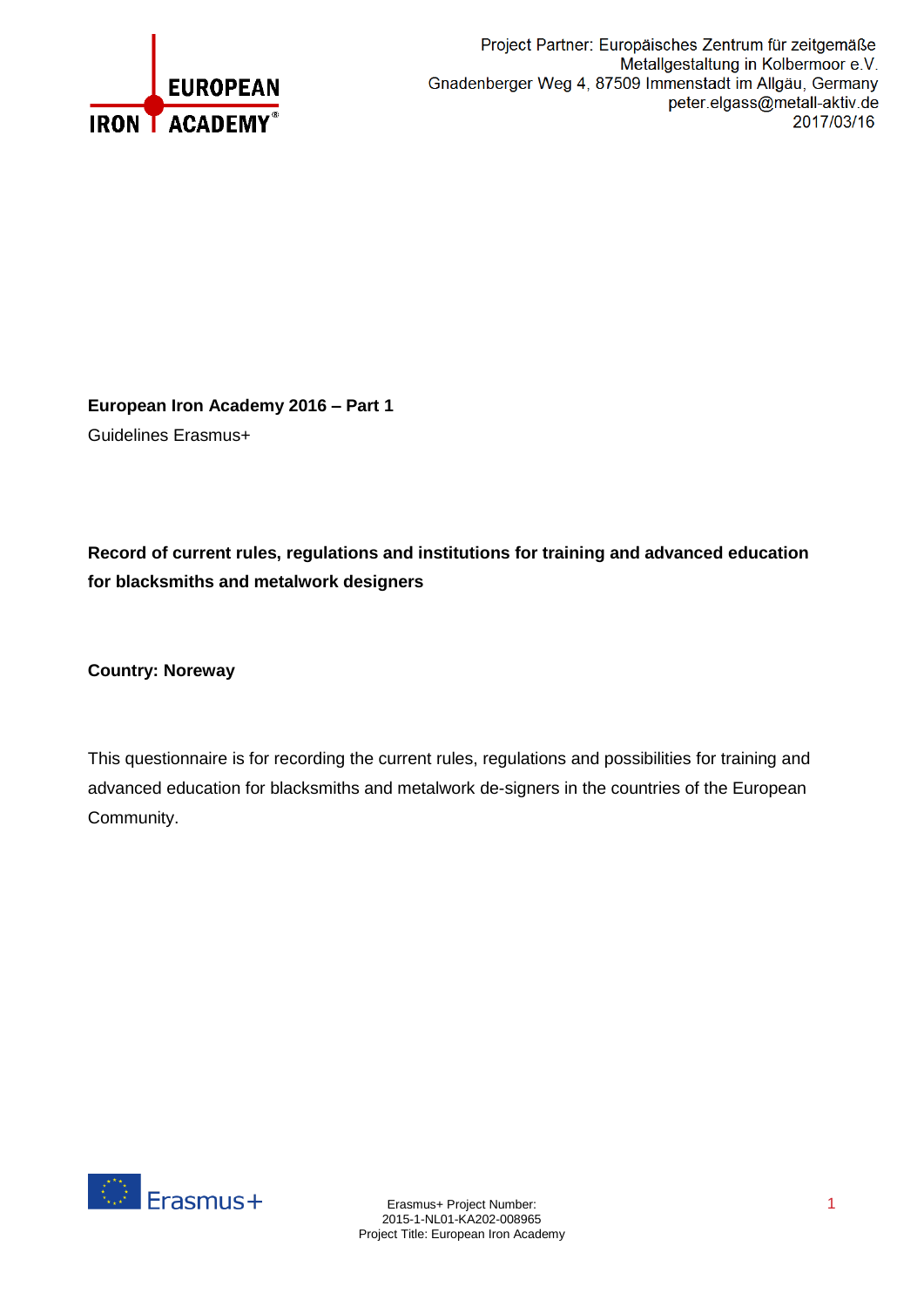Project Partner: Europäisches Zentrum für zeitgemäße Metallgestaltung in Kolbermoor e.V.
Gnadenberger Weg 4, 87509 Immenstadt im Allgäu, Germany
peter.elgass@metall-aktiv.de
2017/03/16

**European Iron Academy 2016 – Part 1**

Guidelines Erasmus+

**Record of current rules, regulations and institutions for training and advanced education for blacksmiths and metalwork designers**

**Country: Noreway**

This questionnaire is for recording the current rules, regulations and possibilities for training and advanced education for blacksmiths and metalwork de-signers in the countries of the European Community.

Erasmus+ Project Number:
2015-1-NL01-KA202-008965
Project Title: European Iron Academy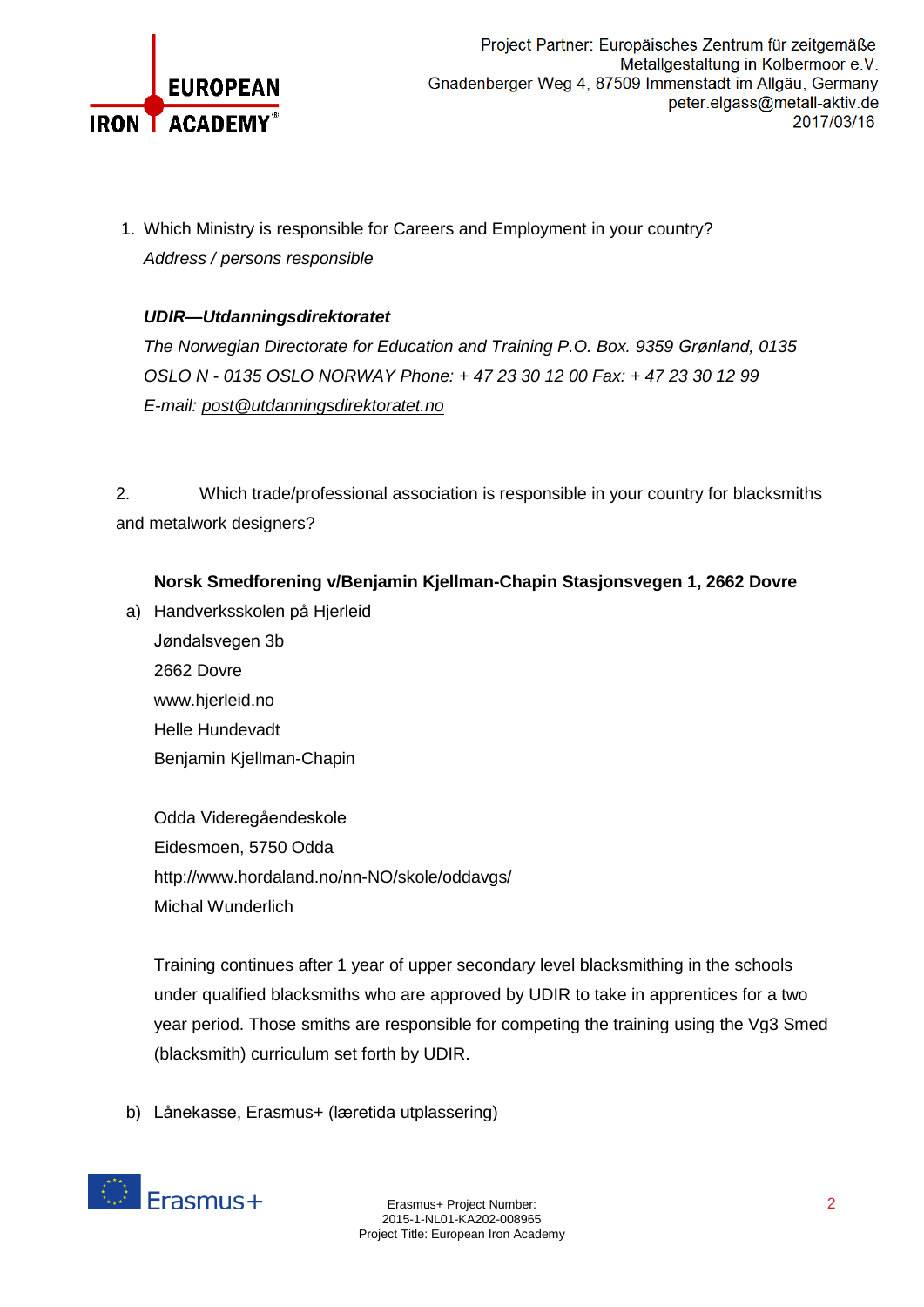1. Which Ministry is responsible for Careers and Employment in your country?
   *Address / persons responsible*

   ***UDIR—Utdanningsdirektoratet***
   *The Norwegian Directorate for Education and Training P.O. Box. 9359 Grønland, 0135 OSLO N - 0135 OSLO NORWAY Phone: + 47 23 30 12 00 Fax: + 47 23 30 12 99*
   *E-mail: post@utdanningsdirektoratet.no*

2. Which trade/professional association is responsible in your country for blacksmiths and metalwork designers?

   **Norsk Smedforening v/Benjamin Kjellman-Chapin Stasjonsvegen 1, 2662 Dovre**

   a) Handverksskolen på Hjerleid
      Jøndalsvegen 3b
      2662 Dovre
      www.hjerleid.no
      Helle Hundevadt
      Benjamin Kjellman-Chapin

      Odda Videregåendeskole
      Eidesmoen, 5750 Odda
      http://www.hordaland.no/nn-NO/skole/oddavgs/
      Michal Wunderlich

      Training continues after 1 year of upper secondary level blacksmithing in the schools under qualified blacksmiths who are approved by UDIR to take in apprentices for a two year period. Those smiths are responsible for competing the training using the Vg3 Smed (blacksmith) curriculum set forth by UDIR.

   b) Lånekasse, Erasmus+ (læretida utplassering)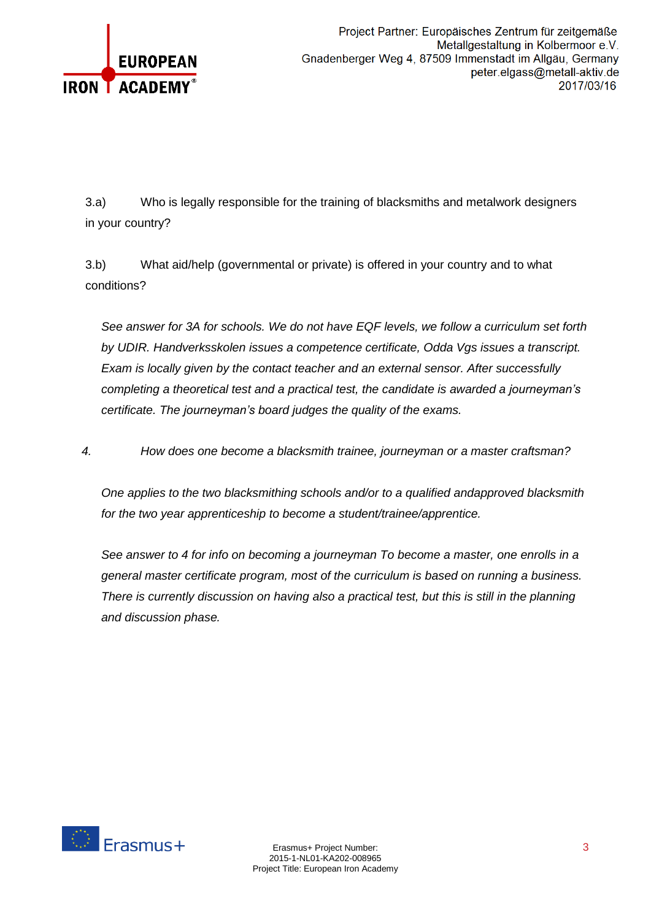3.a) Who is legally responsible for the training of blacksmiths and metalwork designers in your country?

3.b) What aid/help (governmental or private) is offered in your country and to what conditions?

*See answer for 3A for schools. We do not have EQF levels, we follow a curriculum set forth by UDIR. Handverksskolen issues a competence certificate, Odda Vgs issues a transcript. Exam is locally given by the contact teacher and an external sensor. After successfully completing a theoretical test and a practical test, the candidate is awarded a journeyman's certificate. The journeyman's board judges the quality of the exams.*

*4. How does one become a blacksmith trainee, journeyman or a master craftsman?*

*One applies to the two blacksmithing schools and/or to a qualified andapproved blacksmith for the two year apprenticeship to become a student/trainee/apprentice.*

*See answer to 4 for info on becoming a journeyman To become a master, one enrolls in a general master certificate program, most of the curriculum is based on running a business. There is currently discussion on having also a practical test, but this is still in the planning and discussion phase.*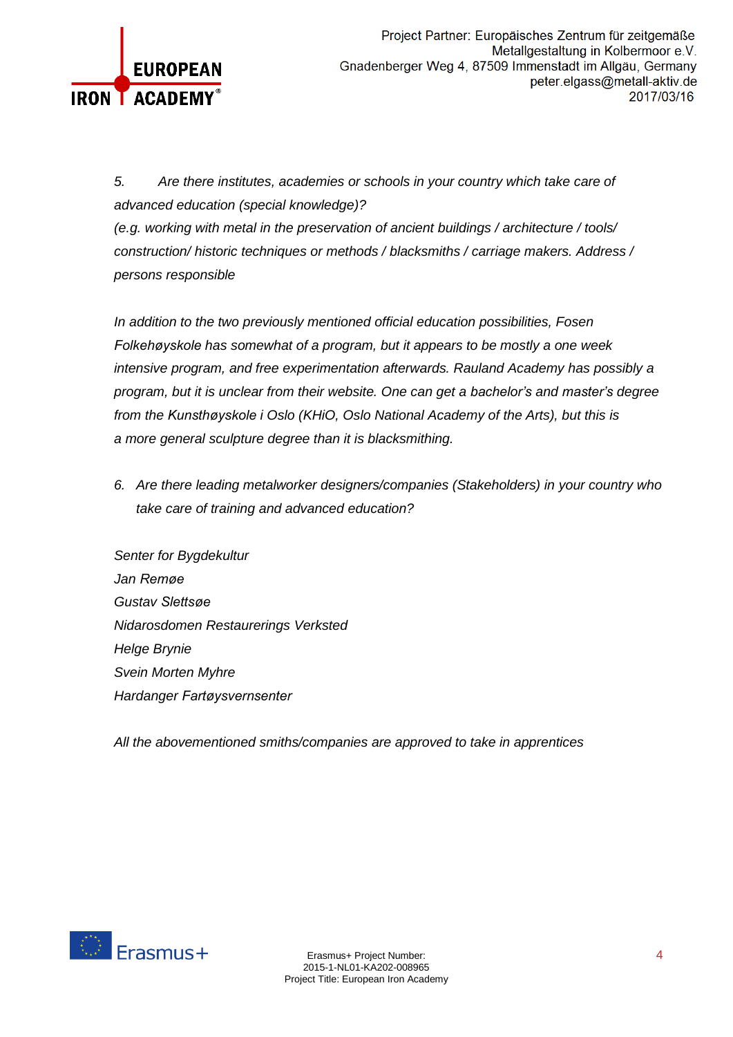*5. Are there institutes, academies or schools in your country which take care of advanced education (special knowledge)?*
*(e.g. working with metal in the preservation of ancient buildings / architecture / tools/ construction/ historic techniques or methods / blacksmiths / carriage makers. Address / persons responsible*

*In addition to the two previously mentioned official education possibilities, Fosen Folkehøyskole has somewhat of a program, but it appears to be mostly a one week intensive program, and free experimentation afterwards. Rauland Academy has possibly a program, but it is unclear from their website. One can get a bachelor's and master's degree from the Kunsthøyskole i Oslo (KHiO, Oslo National Academy of the Arts), but this is a more general sculpture degree than it is blacksmithing.*

*6. Are there leading metalworker designers/companies (Stakeholders) in your country who take care of training and advanced education?*

*Senter for Bygdekultur*
*Jan Remøe*
*Gustav Slettsøe*
*Nidarosdomen Restaurerings Verksted*
*Helge Brynie*
*Svein Morten Myhre*
*Hardanger Fartøysvernsenter*

*All the abovementioned smiths/companies are approved to take in apprentices*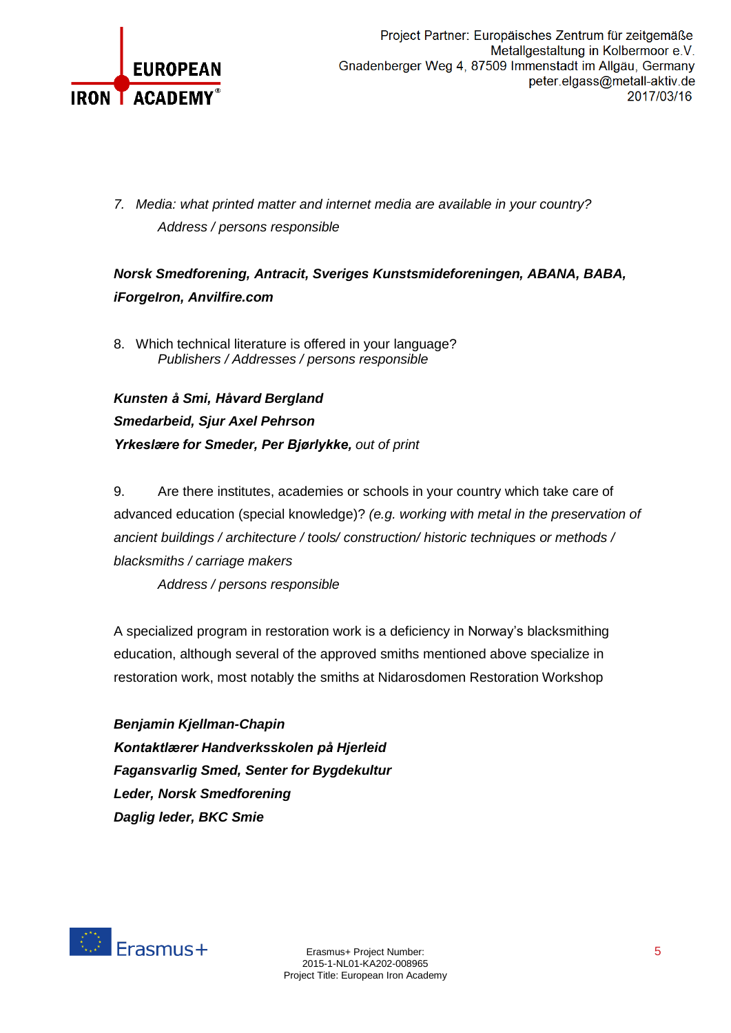7. *Media: what printed matter and internet media are available in your country?*
   *Address / persons responsible*

***Norsk Smedforening, Antracit, Sveriges Kunstsmideforeningen, ABANA, BABA, iForgeIron, Anvilfire.com***

8. Which technical literature is offered in your language?
   *Publishers / Addresses / persons responsible*

***Kunsten å Smi, Håvard Bergland***
***Smedarbeid, Sjur Axel Pehrson***
***Yrkeslære for Smeder, Per Bjørlykke,*** *out of print*

9. Are there institutes, academies or schools in your country which take care of advanced education (special knowledge)? *(e.g. working with metal in the preservation of ancient buildings / architecture / tools/ construction/ historic techniques or methods / blacksmiths / carriage makers*
   *Address / persons responsible*

A specialized program in restoration work is a deficiency in Norway's blacksmithing education, although several of the approved smiths mentioned above specialize in restoration work, most notably the smiths at Nidarosdomen Restoration Workshop

***Benjamin Kjellman-Chapin***
***Kontaktlærer Handverksskolen på Hjerleid***
***Fagansvarlig Smed, Senter for Bygdekultur***
***Leder, Norsk Smedforening***
***Daglig leder, BKC Smie***